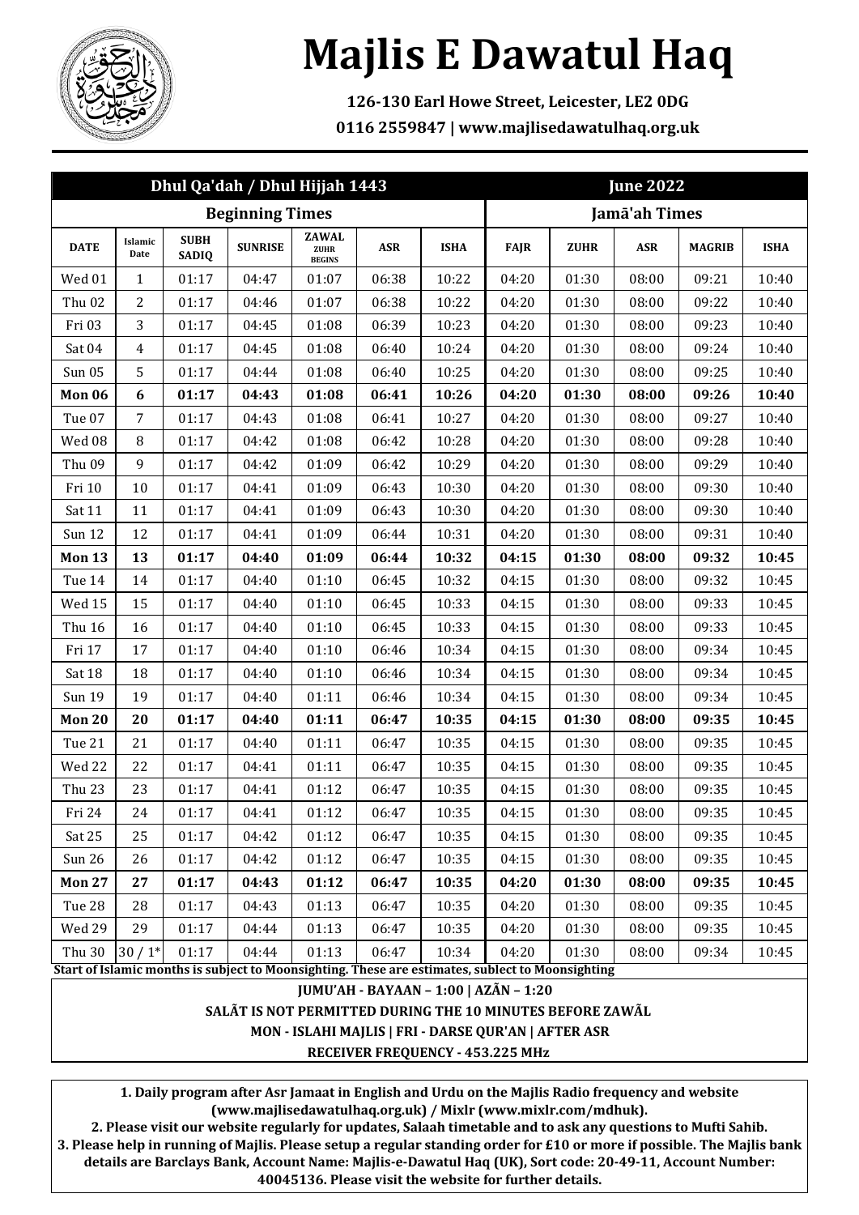# Majlis E Dawatul Haq

**126-130 Earl Howe Street, Leicester, LE2 0DG**

**0116 2559847 | www.majlisedawatulhaq.org.uk**

| Dhul Qa'dah / Dhul Hijjah 1443 | | | | | | | June 2022 | | | | |
|---|---|---|---|---|---|---|---|---|---|---|---|
| Beginning Times | | | | | | | Jamā'ah Times | | | | |
| DATE | Islamic Date | SUBH SADIQ | SUNRISE | ZAWAL ZUHR BEGINS | ASR | ISHA | FAJR | ZUHR | ASR | MAGRIB | ISHA |
| Wed 01 | 1 | 01:17 | 04:47 | 01:07 | 06:38 | 10:22 | 04:20 | 01:30 | 08:00 | 09:21 | 10:40 |
| Thu 02 | 2 | 01:17 | 04:46 | 01:07 | 06:38 | 10:22 | 04:20 | 01:30 | 08:00 | 09:22 | 10:40 |
| Fri 03 | 3 | 01:17 | 04:45 | 01:08 | 06:39 | 10:23 | 04:20 | 01:30 | 08:00 | 09:23 | 10:40 |
| Sat 04 | 4 | 01:17 | 04:45 | 01:08 | 06:40 | 10:24 | 04:20 | 01:30 | 08:00 | 09:24 | 10:40 |
| Sun 05 | 5 | 01:17 | 04:44 | 01:08 | 06:40 | 10:25 | 04:20 | 01:30 | 08:00 | 09:25 | 10:40 |
| **Mon 06** | **6** | **01:17** | **04:43** | **01:08** | **06:41** | **10:26** | **04:20** | **01:30** | **08:00** | **09:26** | **10:40** |
| Tue 07 | 7 | 01:17 | 04:43 | 01:08 | 06:41 | 10:27 | 04:20 | 01:30 | 08:00 | 09:27 | 10:40 |
| Wed 08 | 8 | 01:17 | 04:42 | 01:08 | 06:42 | 10:28 | 04:20 | 01:30 | 08:00 | 09:28 | 10:40 |
| Thu 09 | 9 | 01:17 | 04:42 | 01:09 | 06:42 | 10:29 | 04:20 | 01:30 | 08:00 | 09:29 | 10:40 |
| Fri 10 | 10 | 01:17 | 04:41 | 01:09 | 06:43 | 10:30 | 04:20 | 01:30 | 08:00 | 09:30 | 10:40 |
| Sat 11 | 11 | 01:17 | 04:41 | 01:09 | 06:43 | 10:30 | 04:20 | 01:30 | 08:00 | 09:30 | 10:40 |
| Sun 12 | 12 | 01:17 | 04:41 | 01:09 | 06:44 | 10:31 | 04:20 | 01:30 | 08:00 | 09:31 | 10:40 |
| **Mon 13** | **13** | **01:17** | **04:40** | **01:09** | **06:44** | **10:32** | **04:15** | **01:30** | **08:00** | **09:32** | **10:45** |
| Tue 14 | 14 | 01:17 | 04:40 | 01:10 | 06:45 | 10:32 | 04:15 | 01:30 | 08:00 | 09:32 | 10:45 |
| Wed 15 | 15 | 01:17 | 04:40 | 01:10 | 06:45 | 10:33 | 04:15 | 01:30 | 08:00 | 09:33 | 10:45 |
| Thu 16 | 16 | 01:17 | 04:40 | 01:10 | 06:45 | 10:33 | 04:15 | 01:30 | 08:00 | 09:33 | 10:45 |
| Fri 17 | 17 | 01:17 | 04:40 | 01:10 | 06:46 | 10:34 | 04:15 | 01:30 | 08:00 | 09:34 | 10:45 |
| Sat 18 | 18 | 01:17 | 04:40 | 01:10 | 06:46 | 10:34 | 04:15 | 01:30 | 08:00 | 09:34 | 10:45 |
| Sun 19 | 19 | 01:17 | 04:40 | 01:11 | 06:46 | 10:34 | 04:15 | 01:30 | 08:00 | 09:34 | 10:45 |
| **Mon 20** | **20** | **01:17** | **04:40** | **01:11** | **06:47** | **10:35** | **04:15** | **01:30** | **08:00** | **09:35** | **10:45** |
| Tue 21 | 21 | 01:17 | 04:40 | 01:11 | 06:47 | 10:35 | 04:15 | 01:30 | 08:00 | 09:35 | 10:45 |
| Wed 22 | 22 | 01:17 | 04:41 | 01:11 | 06:47 | 10:35 | 04:15 | 01:30 | 08:00 | 09:35 | 10:45 |
| Thu 23 | 23 | 01:17 | 04:41 | 01:12 | 06:47 | 10:35 | 04:15 | 01:30 | 08:00 | 09:35 | 10:45 |
| Fri 24 | 24 | 01:17 | 04:41 | 01:12 | 06:47 | 10:35 | 04:15 | 01:30 | 08:00 | 09:35 | 10:45 |
| Sat 25 | 25 | 01:17 | 04:42 | 01:12 | 06:47 | 10:35 | 04:15 | 01:30 | 08:00 | 09:35 | 10:45 |
| Sun 26 | 26 | 01:17 | 04:42 | 01:12 | 06:47 | 10:35 | 04:15 | 01:30 | 08:00 | 09:35 | 10:45 |
| **Mon 27** | **27** | **01:17** | **04:43** | **01:12** | **06:47** | **10:35** | **04:20** | **01:30** | **08:00** | **09:35** | **10:45** |
| Tue 28 | 28 | 01:17 | 04:43 | 01:13 | 06:47 | 10:35 | 04:20 | 01:30 | 08:00 | 09:35 | 10:45 |
| Wed 29 | 29 | 01:17 | 04:44 | 01:13 | 06:47 | 10:35 | 04:20 | 01:30 | 08:00 | 09:35 | 10:45 |
| Thu 30 | 30 / 1* | 01:17 | 04:44 | 01:13 | 06:47 | 10:34 | 04:20 | 01:30 | 08:00 | 09:34 | 10:45 |

**Start of Islamic months is subject to Moonsighting. These are estimates, sublect to Moonsighting**

**JUMU'AH - BAYAAN – 1:00 | AZÃN – 1:20**

**SALÃT IS NOT PERMITTED DURING THE 10 MINUTES BEFORE ZAWÃL**

**MON - ISLAHI MAJLIS | FRI - DARSE QUR'AN | AFTER ASR**

**RECEIVER FREQUENCY - 453.225 MHz**

**1. Daily program after Asr Jamaat in English and Urdu on the Majlis Radio frequency and website (www.majlisedawatulhaq.org.uk) / Mixlr (www.mixlr.com/mdhuk).**

**2. Please visit our website regularly for updates, Salaah timetable and to ask any questions to Mufti Sahib.**

**3. Please help in running of Majlis. Please setup a regular standing order for £10 or more if possible. The Majlis bank details are Barclays Bank, Account Name: Majlis-e-Dawatul Haq (UK), Sort code: 20-49-11, Account Number: 40045136. Please visit the website for further details.**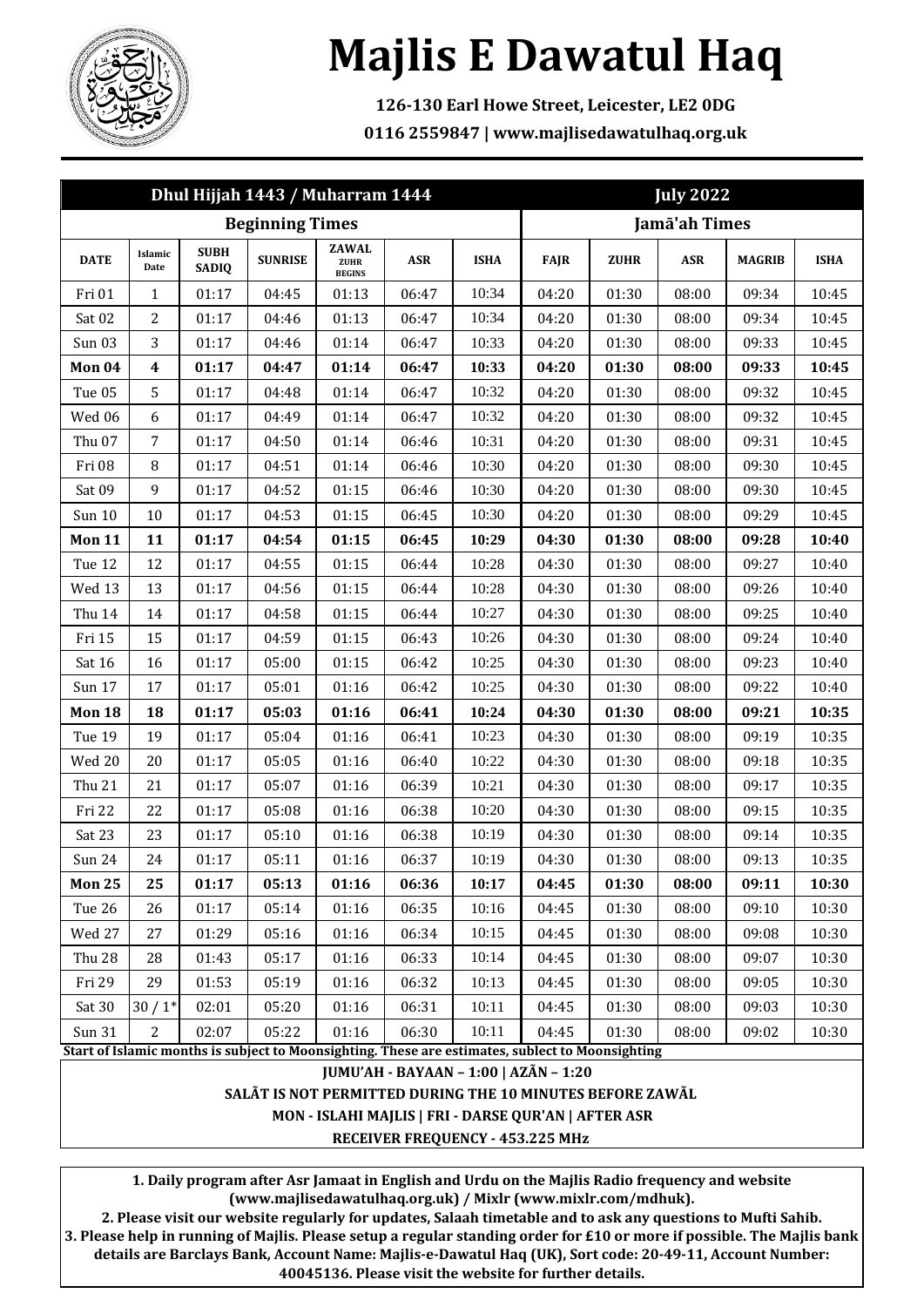# Majlis E Dawatul Haq

**126-130 Earl Howe Street, Leicester, LE2 0DG**

**0116 2559847 | www.majlisedawatulhaq.org.uk**

| Dhul Hijjah 1443 / Muharram 1444 | | | | | | | | | July 2022 | | |
|---|---|---|---|---|---|---|---|---|---|---|---|
| Beginning Times | | | | | | | Jamā'ah Times | | | | |
| DATE | Islamic Date | SUBH SADIQ | SUNRISE | ZAWAL ZUHR BEGINS | ASR | ISHA | FAJR | ZUHR | ASR | MAGRIB | ISHA |
| Fri 01 | 1 | 01:17 | 04:45 | 01:13 | 06:47 | 10:34 | 04:20 | 01:30 | 08:00 | 09:34 | 10:45 |
| Sat 02 | 2 | 01:17 | 04:46 | 01:13 | 06:47 | 10:34 | 04:20 | 01:30 | 08:00 | 09:34 | 10:45 |
| Sun 03 | 3 | 01:17 | 04:46 | 01:14 | 06:47 | 10:33 | 04:20 | 01:30 | 08:00 | 09:33 | 10:45 |
| **Mon 04** | **4** | **01:17** | **04:47** | **01:14** | **06:47** | **10:33** | **04:20** | **01:30** | **08:00** | **09:33** | **10:45** |
| Tue 05 | 5 | 01:17 | 04:48 | 01:14 | 06:47 | 10:32 | 04:20 | 01:30 | 08:00 | 09:32 | 10:45 |
| Wed 06 | 6 | 01:17 | 04:49 | 01:14 | 06:47 | 10:32 | 04:20 | 01:30 | 08:00 | 09:32 | 10:45 |
| Thu 07 | 7 | 01:17 | 04:50 | 01:14 | 06:46 | 10:31 | 04:20 | 01:30 | 08:00 | 09:31 | 10:45 |
| Fri 08 | 8 | 01:17 | 04:51 | 01:14 | 06:46 | 10:30 | 04:20 | 01:30 | 08:00 | 09:30 | 10:45 |
| Sat 09 | 9 | 01:17 | 04:52 | 01:15 | 06:46 | 10:30 | 04:20 | 01:30 | 08:00 | 09:30 | 10:45 |
| Sun 10 | 10 | 01:17 | 04:53 | 01:15 | 06:45 | 10:30 | 04:20 | 01:30 | 08:00 | 09:29 | 10:45 |
| **Mon 11** | **11** | **01:17** | **04:54** | **01:15** | **06:45** | **10:29** | **04:30** | **01:30** | **08:00** | **09:28** | **10:40** |
| Tue 12 | 12 | 01:17 | 04:55 | 01:15 | 06:44 | 10:28 | 04:30 | 01:30 | 08:00 | 09:27 | 10:40 |
| Wed 13 | 13 | 01:17 | 04:56 | 01:15 | 06:44 | 10:28 | 04:30 | 01:30 | 08:00 | 09:26 | 10:40 |
| Thu 14 | 14 | 01:17 | 04:58 | 01:15 | 06:44 | 10:27 | 04:30 | 01:30 | 08:00 | 09:25 | 10:40 |
| Fri 15 | 15 | 01:17 | 04:59 | 01:15 | 06:43 | 10:26 | 04:30 | 01:30 | 08:00 | 09:24 | 10:40 |
| Sat 16 | 16 | 01:17 | 05:00 | 01:15 | 06:42 | 10:25 | 04:30 | 01:30 | 08:00 | 09:23 | 10:40 |
| Sun 17 | 17 | 01:17 | 05:01 | 01:16 | 06:42 | 10:25 | 04:30 | 01:30 | 08:00 | 09:22 | 10:40 |
| **Mon 18** | **18** | **01:17** | **05:03** | **01:16** | **06:41** | **10:24** | **04:30** | **01:30** | **08:00** | **09:21** | **10:35** |
| Tue 19 | 19 | 01:17 | 05:04 | 01:16 | 06:41 | 10:23 | 04:30 | 01:30 | 08:00 | 09:19 | 10:35 |
| Wed 20 | 20 | 01:17 | 05:05 | 01:16 | 06:40 | 10:22 | 04:30 | 01:30 | 08:00 | 09:18 | 10:35 |
| Thu 21 | 21 | 01:17 | 05:07 | 01:16 | 06:39 | 10:21 | 04:30 | 01:30 | 08:00 | 09:17 | 10:35 |
| Fri 22 | 22 | 01:17 | 05:08 | 01:16 | 06:38 | 10:20 | 04:30 | 01:30 | 08:00 | 09:15 | 10:35 |
| Sat 23 | 23 | 01:17 | 05:10 | 01:16 | 06:38 | 10:19 | 04:30 | 01:30 | 08:00 | 09:14 | 10:35 |
| Sun 24 | 24 | 01:17 | 05:11 | 01:16 | 06:37 | 10:19 | 04:30 | 01:30 | 08:00 | 09:13 | 10:35 |
| **Mon 25** | **25** | **01:17** | **05:13** | **01:16** | **06:36** | **10:17** | **04:45** | **01:30** | **08:00** | **09:11** | **10:30** |
| Tue 26 | 26 | 01:17 | 05:14 | 01:16 | 06:35 | 10:16 | 04:45 | 01:30 | 08:00 | 09:10 | 10:30 |
| Wed 27 | 27 | 01:29 | 05:16 | 01:16 | 06:34 | 10:15 | 04:45 | 01:30 | 08:00 | 09:08 | 10:30 |
| Thu 28 | 28 | 01:43 | 05:17 | 01:16 | 06:33 | 10:14 | 04:45 | 01:30 | 08:00 | 09:07 | 10:30 |
| Fri 29 | 29 | 01:53 | 05:19 | 01:16 | 06:32 | 10:13 | 04:45 | 01:30 | 08:00 | 09:05 | 10:30 |
| Sat 30 | 30 / 1* | 02:01 | 05:20 | 01:16 | 06:31 | 10:11 | 04:45 | 01:30 | 08:00 | 09:03 | 10:30 |
| Sun 31 | 2 | 02:07 | 05:22 | 01:16 | 06:30 | 10:11 | 04:45 | 01:30 | 08:00 | 09:02 | 10:30 |

**Start of Islamic months is subject to Moonsighting. These are estimates, sublect to Moonsighting**

**JUMU'AH - BAYAAN – 1:00 | AZÃN – 1:20**

**SALÃT IS NOT PERMITTED DURING THE 10 MINUTES BEFORE ZAWÃL**

**MON - ISLAHI MAJLIS | FRI - DARSE QUR'AN | AFTER ASR**

**RECEIVER FREQUENCY - 453.225 MHz**

**1. Daily program after Asr Jamaat in English and Urdu on the Majlis Radio frequency and website (www.majlisedawatulhaq.org.uk) / Mixlr (www.mixlr.com/mdhuk).**

**2. Please visit our website regularly for updates, Salaah timetable and to ask any questions to Mufti Sahib.**

**3. Please help in running of Majlis. Please setup a regular standing order for £10 or more if possible. The Majlis bank details are Barclays Bank, Account Name: Majlis-e-Dawatul Haq (UK), Sort code: 20-49-11, Account Number: 40045136. Please visit the website for further details.**